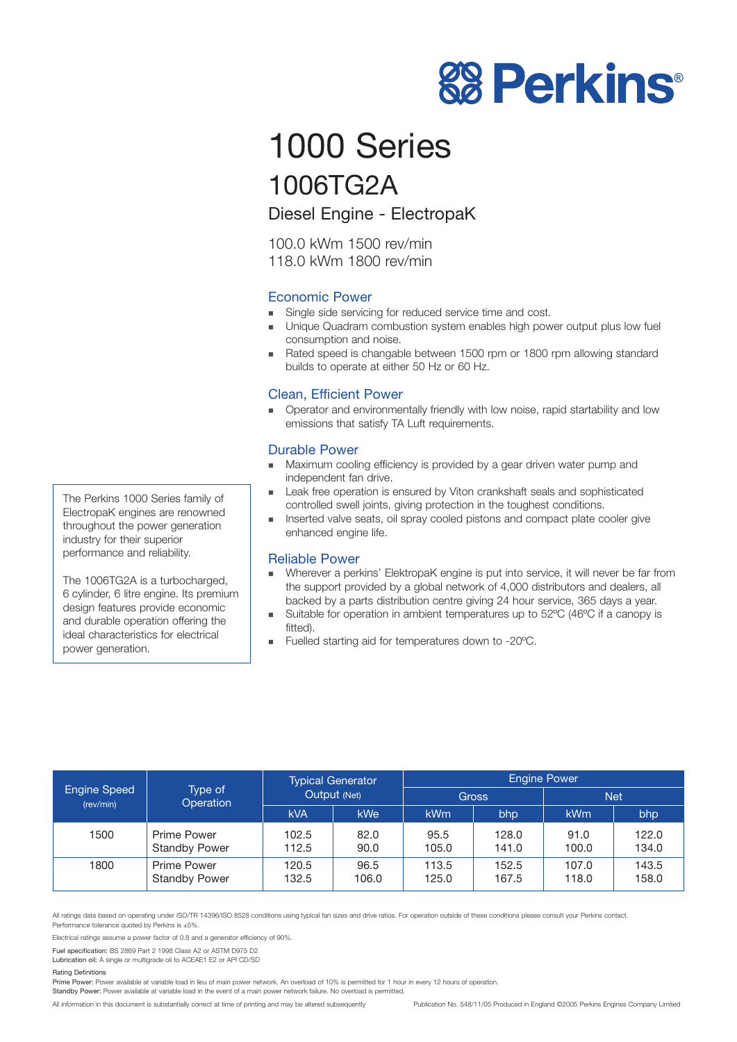Perkins®

# 1000 Series

## 1006TG2A

### Diesel Engine - ElectropaK

100.0 kWm 1500 rev/min
118.0 kWm 1800 rev/min

The Perkins 1000 Series family of ElectropaK engines are renowned throughout the power generation industry for their superior performance and reliability.

The 1006TG2A is a turbocharged, 6 cylinder, 6 litre engine. Its premium design features provide economic and durable operation offering the ideal characteristics for electrical power generation.

### Economic Power

- Single side servicing for reduced service time and cost.
- Unique Quadram combustion system enables high power output plus low fuel consumption and noise.
- Rated speed is changable between 1500 rpm or 1800 rpm allowing standard builds to operate at either 50 Hz or 60 Hz.

### Clean, Efficient Power

- Operator and environmentally friendly with low noise, rapid startability and low emissions that satisfy TA Luft requirements.

### Durable Power

- Maximum cooling efficiency is provided by a gear driven water pump and independent fan drive.
- Leak free operation is ensured by Viton crankshaft seals and sophisticated controlled swell joints, giving protection in the toughest conditions.
- Inserted valve seats, oil spray cooled pistons and compact plate cooler give enhanced engine life.

### Reliable Power

- Wherever a perkins' ElektropaK engine is put into service, it will never be far from the support provided by a global network of 4,000 distributors and dealers, all backed by a parts distribution centre giving 24 hour service, 365 days a year.
- Suitable for operation in ambient temperatures up to 52ºC (46ºC if a canopy is fitted).
- Fuelled starting aid for temperatures down to -20ºC.

| Engine Speed (rev/min) | Type of Operation | Typical Generator Output (Net) | | Engine Power | | | |
|---|---|---|---|---|---|---|---|
| | | | | Gross | | Net | |
| | | kVA | kWe | kWm | bhp | kWm | bhp |
| 1500 | Prime Power | 102.5 | 82.0 | 95.5 | 128.0 | 91.0 | 122.0 |
| | Standby Power | 112.5 | 90.0 | 105.0 | 141.0 | 100.0 | 134.0 |
| 1800 | Prime Power | 120.5 | 96.5 | 113.5 | 152.5 | 107.0 | 143.5 |
| | Standby Power | 132.5 | 106.0 | 125.0 | 167.5 | 118.0 | 158.0 |

All ratings data based on operating under ISO/TR 14396/ISO 8528 conditions using typical fan sizes and drive ratios. For operation outside of these conditions please consult your Perkins contact.
Performance tolerance quoted by Perkins is ±5%.

Electrical ratings assume a power factor of 0.8 and a generator efficiency of 90%.

Fuel specification: BS 2869 Part 2 1998 Class A2 or ASTM D975 D2
Lubrication oil: A single or multigrade oil to ACEAE1 E2 or API CD/SD

Rating Definitions
Prime Power: Power available at variable load in lieu of main power network. An overload of 10% is permitted for 1 hour in every 12 hours of operation.
Standby Power: Power available at variable load in the event of a main power network failure. No overload is permitted.

All information in this document is substantially correct at time of printing and may be altered subsequently

Publication No. 548/11/05 Produced in England ©2005 Perkins Engines Company Limited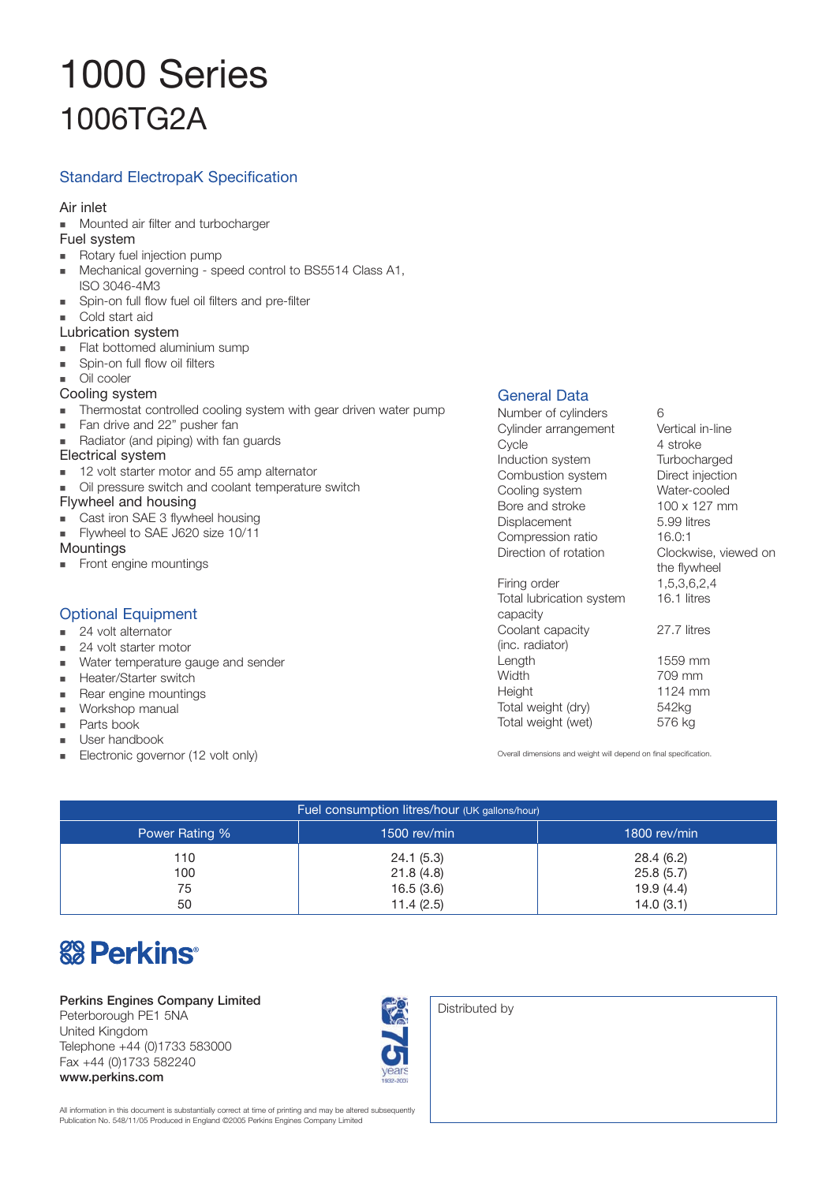# 1000 Series

## 1006TG2A

### Standard ElectropaK Specification

**Air inlet**

- Mounted air filter and turbocharger

**Fuel system**

- Rotary fuel injection pump
- Mechanical governing - speed control to BS5514 Class A1, ISO 3046-4M3
- Spin-on full flow fuel oil filters and pre-filter
- Cold start aid

**Lubrication system**

- Flat bottomed aluminium sump
- Spin-on full flow oil filters
- Oil cooler

**Cooling system**

- Thermostat controlled cooling system with gear driven water pump
- Fan drive and 22" pusher fan
- Radiator (and piping) with fan guards

**Electrical system**

- 12 volt starter motor and 55 amp alternator
- Oil pressure switch and coolant temperature switch

**Flywheel and housing**

- Cast iron SAE 3 flywheel housing
- Flywheel to SAE J620 size 10/11

**Mountings**

- Front engine mountings

### Optional Equipment

- 24 volt alternator
- 24 volt starter motor
- Water temperature gauge and sender
- Heater/Starter switch
- Rear engine mountings
- Workshop manual
- Parts book
- User handbook
- Electronic governor (12 volt only)

### General Data

| | |
|---|---|
| Number of cylinders | 6 |
| Cylinder arrangement | Vertical in-line |
| Cycle | 4 stroke |
| Induction system | Turbocharged |
| Combustion system | Direct injection |
| Cooling system | Water-cooled |
| Bore and stroke | 100 x 127 mm |
| Displacement | 5.99 litres |
| Compression ratio | 16.0:1 |
| Direction of rotation | Clockwise, viewed on the flywheel |
| Firing order | 1,5,3,6,2,4 |
| Total lubrication system capacity | 16.1 litres |
| Coolant capacity (inc. radiator) | 27.7 litres |
| Length | 1559 mm |
| Width | 709 mm |
| Height | 1124 mm |
| Total weight (dry) | 542kg |
| Total weight (wet) | 576 kg |

Overall dimensions and weight will depend on final specification.

| Fuel consumption litres/hour (UK gallons/hour) | | |
|---|---|---|
| Power Rating % | 1500 rev/min | 1800 rev/min |
| 110 | 24.1 (5.3) | 28.4 (6.2) |
| 100 | 21.8 (4.8) | 25.8 (5.7) |
| 75 | 16.5 (3.6) | 19.9 (4.4) |
| 50 | 11.4 (2.5) | 14.0 (3.1) |

Perkins®

**Perkins Engines Company Limited**
Peterborough PE1 5NA
United Kingdom
Telephone +44 (0)1733 583000
Fax +44 (0)1733 582240
**www.perkins.com**

75 years 1932-2007

Distributed by

All information in this document is substantially correct at time of printing and may be altered subsequently
Publication No. 548/11/05 Produced in England ©2005 Perkins Engines Company Limited